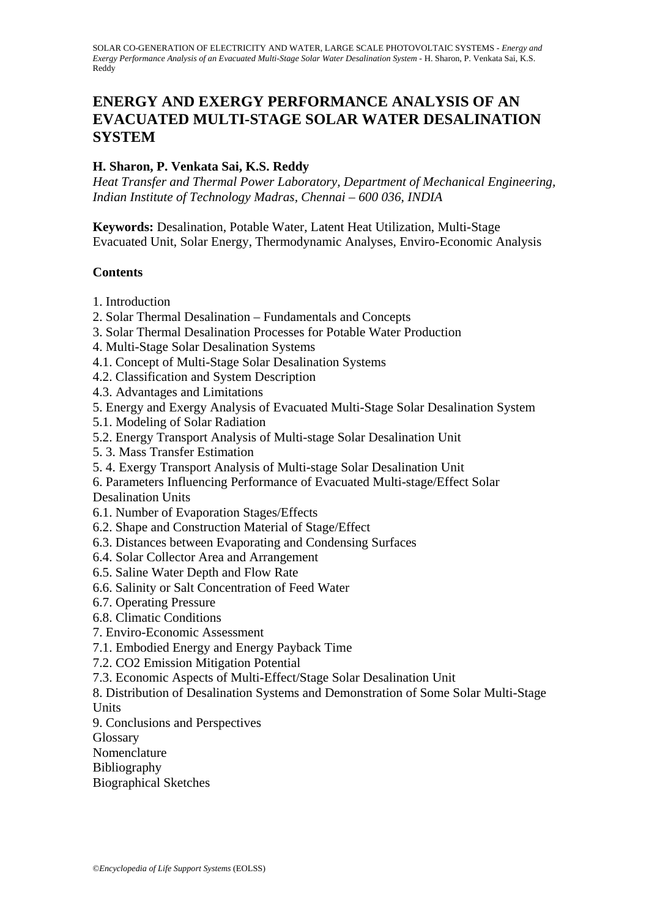# ENERGY AND EXERGY PERFORMANCE ANALYSIS OF AN EVACUATED MULTI-STAGE SOLAR WATER DESALINATION SYSTEM

**H. Sharon, P. Venkata Sai, K.S. Reddy**

*Heat Transfer and Thermal Power Laboratory, Department of Mechanical Engineering, Indian Institute of Technology Madras, Chennai – 600 036, INDIA*

**Keywords:** Desalination, Potable Water, Latent Heat Utilization, Multi-Stage Evacuated Unit, Solar Energy, Thermodynamic Analyses, Enviro-Economic Analysis

## Contents

1. Introduction
2. Solar Thermal Desalination – Fundamentals and Concepts
3. Solar Thermal Desalination Processes for Potable Water Production
4. Multi-Stage Solar Desalination Systems
4.1. Concept of Multi-Stage Solar Desalination Systems
4.2. Classification and System Description
4.3. Advantages and Limitations
5. Energy and Exergy Analysis of Evacuated Multi-Stage Solar Desalination System
5.1. Modeling of Solar Radiation
5.2. Energy Transport Analysis of Multi-stage Solar Desalination Unit
5. 3. Mass Transfer Estimation
5. 4. Exergy Transport Analysis of Multi-stage Solar Desalination Unit
6. Parameters Influencing Performance of Evacuated Multi-stage/Effect Solar Desalination Units
6.1. Number of Evaporation Stages/Effects
6.2. Shape and Construction Material of Stage/Effect
6.3. Distances between Evaporating and Condensing Surfaces
6.4. Solar Collector Area and Arrangement
6.5. Saline Water Depth and Flow Rate
6.6. Salinity or Salt Concentration of Feed Water
6.7. Operating Pressure
6.8. Climatic Conditions
7. Enviro-Economic Assessment
7.1. Embodied Energy and Energy Payback Time
7.2. CO2 Emission Mitigation Potential
7.3. Economic Aspects of Multi-Effect/Stage Solar Desalination Unit
8. Distribution of Desalination Systems and Demonstration of Some Solar Multi-Stage Units
9. Conclusions and Perspectives

Glossary
Nomenclature
Bibliography
Biographical Sketches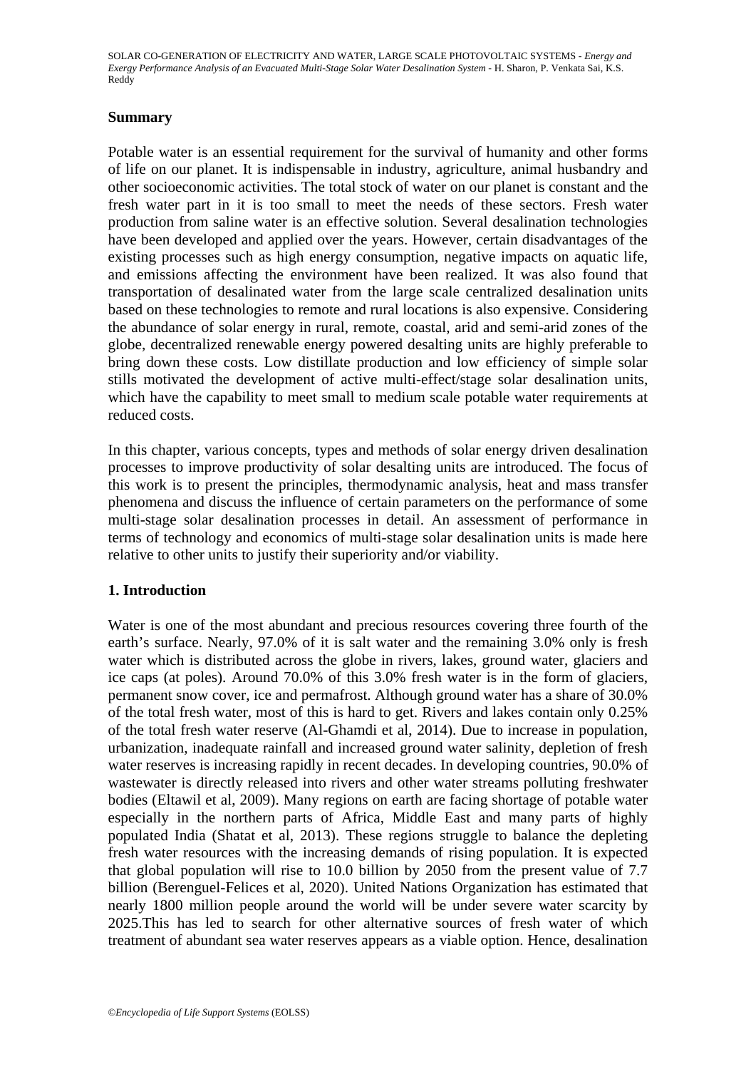## Summary

Potable water is an essential requirement for the survival of humanity and other forms of life on our planet. It is indispensable in industry, agriculture, animal husbandry and other socioeconomic activities. The total stock of water on our planet is constant and the fresh water part in it is too small to meet the needs of these sectors. Fresh water production from saline water is an effective solution. Several desalination technologies have been developed and applied over the years. However, certain disadvantages of the existing processes such as high energy consumption, negative impacts on aquatic life, and emissions affecting the environment have been realized. It was also found that transportation of desalinated water from the large scale centralized desalination units based on these technologies to remote and rural locations is also expensive. Considering the abundance of solar energy in rural, remote, coastal, arid and semi-arid zones of the globe, decentralized renewable energy powered desalting units are highly preferable to bring down these costs. Low distillate production and low efficiency of simple solar stills motivated the development of active multi-effect/stage solar desalination units, which have the capability to meet small to medium scale potable water requirements at reduced costs.

In this chapter, various concepts, types and methods of solar energy driven desalination processes to improve productivity of solar desalting units are introduced. The focus of this work is to present the principles, thermodynamic analysis, heat and mass transfer phenomena and discuss the influence of certain parameters on the performance of some multi-stage solar desalination processes in detail. An assessment of performance in terms of technology and economics of multi-stage solar desalination units is made here relative to other units to justify their superiority and/or viability.

## 1. Introduction

Water is one of the most abundant and precious resources covering three fourth of the earth's surface. Nearly, 97.0% of it is salt water and the remaining 3.0% only is fresh water which is distributed across the globe in rivers, lakes, ground water, glaciers and ice caps (at poles). Around 70.0% of this 3.0% fresh water is in the form of glaciers, permanent snow cover, ice and permafrost. Although ground water has a share of 30.0% of the total fresh water, most of this is hard to get. Rivers and lakes contain only 0.25% of the total fresh water reserve (Al-Ghamdi et al, 2014). Due to increase in population, urbanization, inadequate rainfall and increased ground water salinity, depletion of fresh water reserves is increasing rapidly in recent decades. In developing countries, 90.0% of wastewater is directly released into rivers and other water streams polluting freshwater bodies (Eltawil et al, 2009). Many regions on earth are facing shortage of potable water especially in the northern parts of Africa, Middle East and many parts of highly populated India (Shatat et al, 2013). These regions struggle to balance the depleting fresh water resources with the increasing demands of rising population. It is expected that global population will rise to 10.0 billion by 2050 from the present value of 7.7 billion (Berenguel-Felices et al, 2020). United Nations Organization has estimated that nearly 1800 million people around the world will be under severe water scarcity by 2025.This has led to search for other alternative sources of fresh water of which treatment of abundant sea water reserves appears as a viable option. Hence, desalination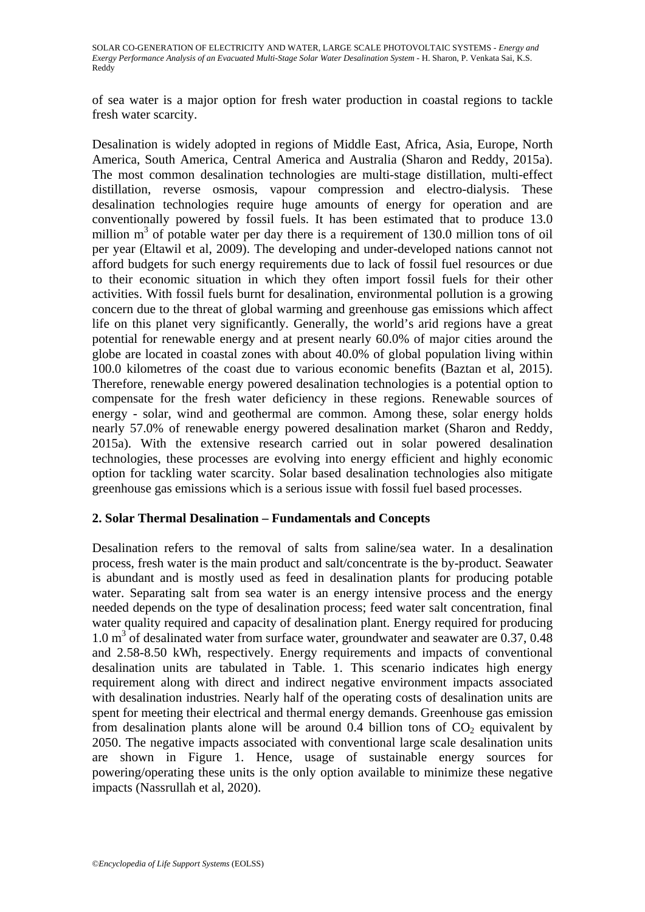of sea water is a major option for fresh water production in coastal regions to tackle fresh water scarcity.

Desalination is widely adopted in regions of Middle East, Africa, Asia, Europe, North America, South America, Central America and Australia (Sharon and Reddy, 2015a). The most common desalination technologies are multi-stage distillation, multi-effect distillation, reverse osmosis, vapour compression and electro-dialysis. These desalination technologies require huge amounts of energy for operation and are conventionally powered by fossil fuels. It has been estimated that to produce 13.0 million $m^3$ of potable water per day there is a requirement of 130.0 million tons of oil per year (Eltawil et al, 2009). The developing and under-developed nations cannot not afford budgets for such energy requirements due to lack of fossil fuel resources or due to their economic situation in which they often import fossil fuels for their other activities. With fossil fuels burnt for desalination, environmental pollution is a growing concern due to the threat of global warming and greenhouse gas emissions which affect life on this planet very significantly. Generally, the world's arid regions have a great potential for renewable energy and at present nearly 60.0% of major cities around the globe are located in coastal zones with about 40.0% of global population living within 100.0 kilometres of the coast due to various economic benefits (Baztan et al, 2015). Therefore, renewable energy powered desalination technologies is a potential option to compensate for the fresh water deficiency in these regions. Renewable sources of energy - solar, wind and geothermal are common. Among these, solar energy holds nearly 57.0% of renewable energy powered desalination market (Sharon and Reddy, 2015a). With the extensive research carried out in solar powered desalination technologies, these processes are evolving into energy efficient and highly economic option for tackling water scarcity. Solar based desalination technologies also mitigate greenhouse gas emissions which is a serious issue with fossil fuel based processes.

## 2. Solar Thermal Desalination – Fundamentals and Concepts

Desalination refers to the removal of salts from saline/sea water. In a desalination process, fresh water is the main product and salt/concentrate is the by-product. Seawater is abundant and is mostly used as feed in desalination plants for producing potable water. Separating salt from sea water is an energy intensive process and the energy needed depends on the type of desalination process; feed water salt concentration, final water quality required and capacity of desalination plant. Energy required for producing 1.0 $m^3$ of desalinated water from surface water, groundwater and seawater are 0.37, 0.48 and 2.58-8.50 kWh, respectively. Energy requirements and impacts of conventional desalination units are tabulated in Table. 1. This scenario indicates high energy requirement along with direct and indirect negative environment impacts associated with desalination industries. Nearly half of the operating costs of desalination units are spent for meeting their electrical and thermal energy demands. Greenhouse gas emission from desalination plants alone will be around 0.4 billion tons of $CO_2$ equivalent by 2050. The negative impacts associated with conventional large scale desalination units are shown in Figure 1. Hence, usage of sustainable energy sources for powering/operating these units is the only option available to minimize these negative impacts (Nassrullah et al, 2020).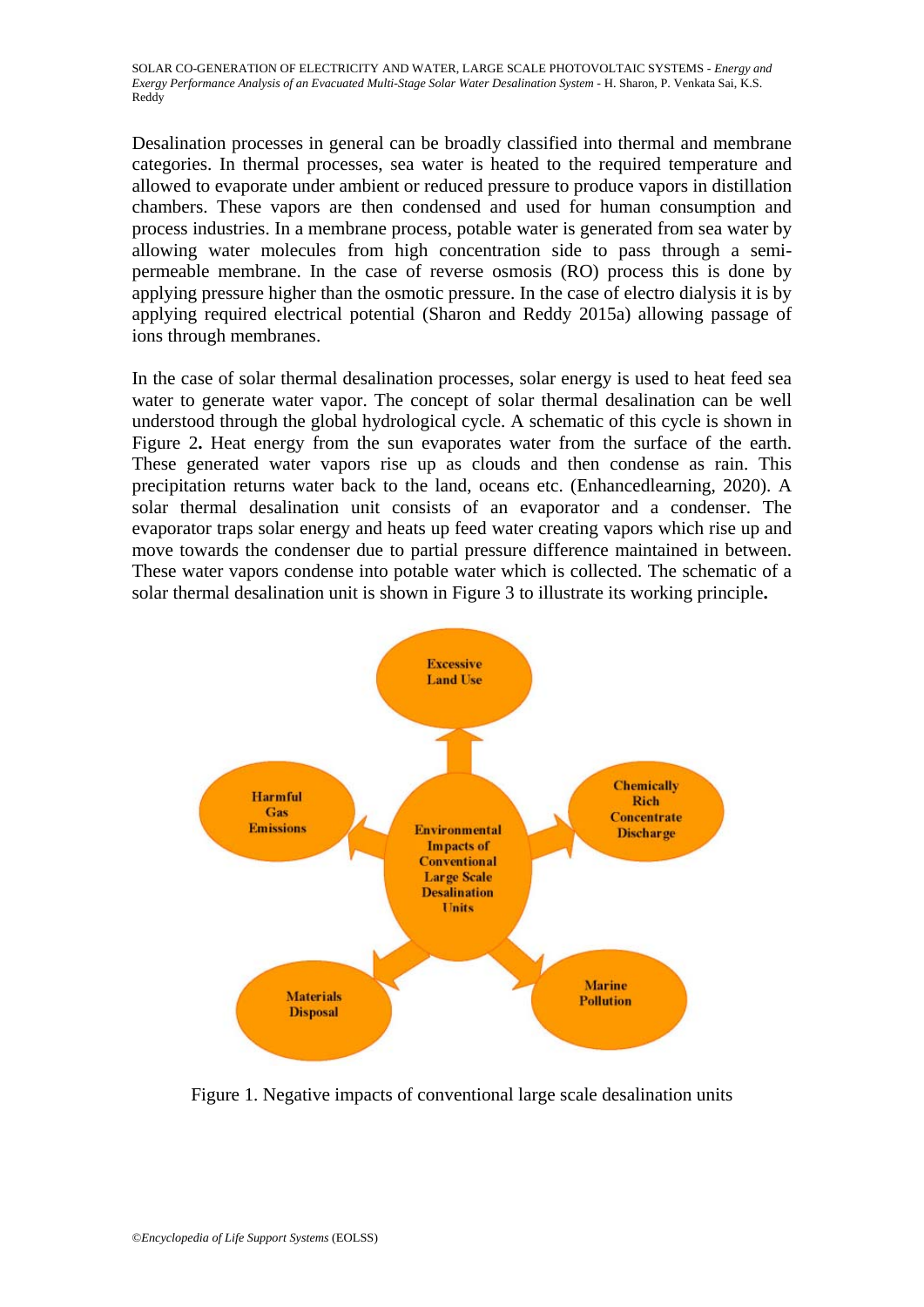Desalination processes in general can be broadly classified into thermal and membrane categories. In thermal processes, sea water is heated to the required temperature and allowed to evaporate under ambient or reduced pressure to produce vapors in distillation chambers. These vapors are then condensed and used for human consumption and process industries. In a membrane process, potable water is generated from sea water by allowing water molecules from high concentration side to pass through a semi-permeable membrane. In the case of reverse osmosis (RO) process this is done by applying pressure higher than the osmotic pressure. In the case of electro dialysis it is by applying required electrical potential (Sharon and Reddy 2015a) allowing passage of ions through membranes.

In the case of solar thermal desalination processes, solar energy is used to heat feed sea water to generate water vapor. The concept of solar thermal desalination can be well understood through the global hydrological cycle. A schematic of this cycle is shown in Figure 2**.** Heat energy from the sun evaporates water from the surface of the earth. These generated water vapors rise up as clouds and then condense as rain. This precipitation returns water back to the land, oceans etc. (Enhancedlearning, 2020). A solar thermal desalination unit consists of an evaporator and a condenser. The evaporator traps solar energy and heats up feed water creating vapors which rise up and move towards the condenser due to partial pressure difference maintained in between. These water vapors condense into potable water which is collected. The schematic of a solar thermal desalination unit is shown in Figure 3 to illustrate its working principle**.**

Environmental Impacts of Conventional Large Scale Desalination Units: Excessive Land Use; Chemically Rich Concentrate Discharge; Marine Pollution; Materials Disposal; Harmful Gas Emissions

Figure 1. Negative impacts of conventional large scale desalination units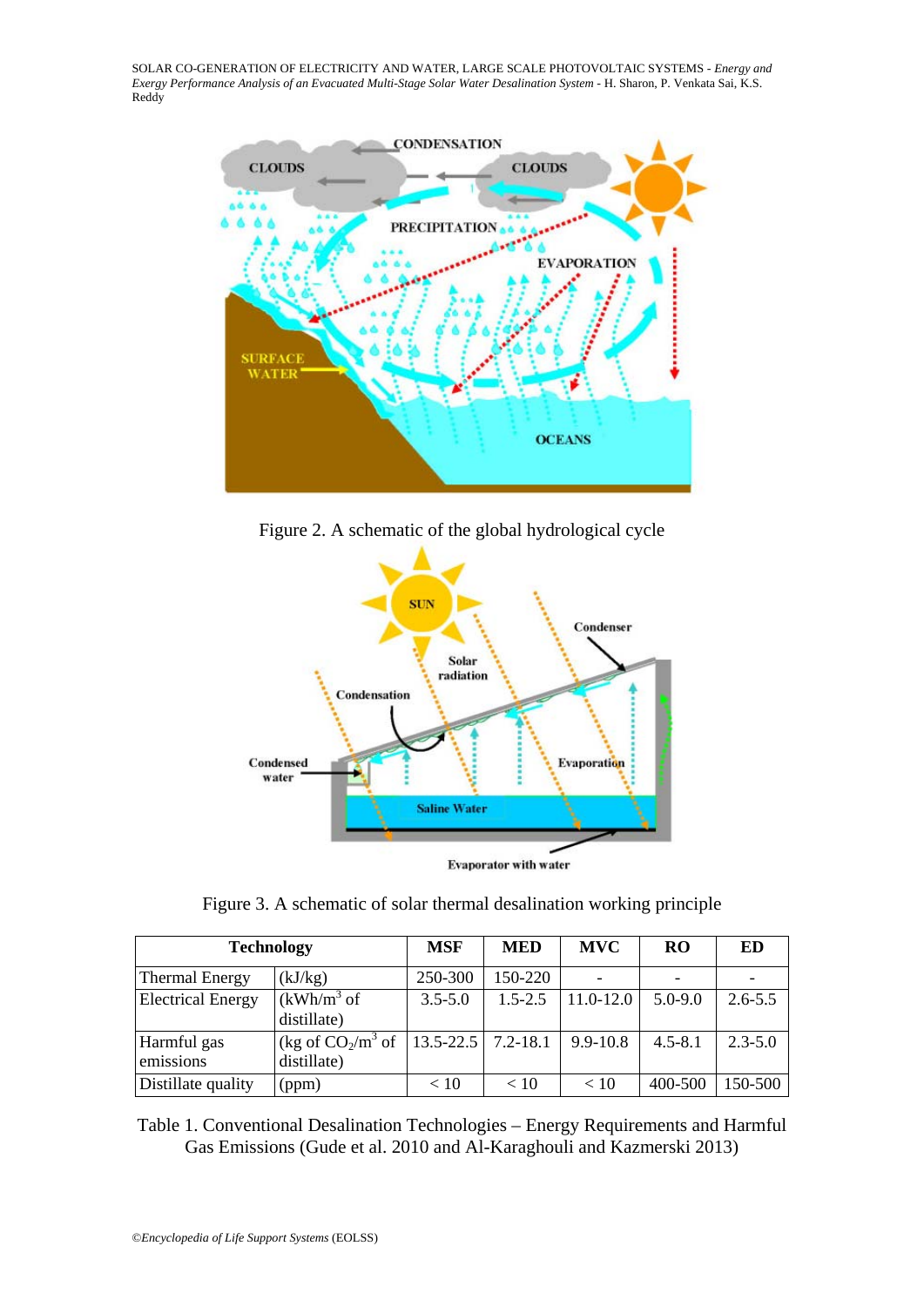Figure 2. A schematic of the global hydrological cycle

Figure 3. A schematic of solar thermal desalination working principle

| Technology | | MSF | MED | MVC | RO | ED |
|---|---|---|---|---|---|---|
| Thermal Energy | (kJ/kg) | 250-300 | 150-220 | - | - | - |
| Electrical Energy | ($kWh/m^3$ of distillate) | 3.5-5.0 | 1.5-2.5 | 11.0-12.0 | 5.0-9.0 | 2.6-5.5 |
| Harmful gas emissions | (kg of $CO_2/m^3$ of distillate) | 13.5-22.5 | 7.2-18.1 | 9.9-10.8 | 4.5-8.1 | 2.3-5.0 |
| Distillate quality | (ppm) | < 10 | < 10 | < 10 | 400-500 | 150-500 |

Table 1. Conventional Desalination Technologies – Energy Requirements and Harmful Gas Emissions (Gude et al. 2010 and Al-Karaghouli and Kazmerski 2013)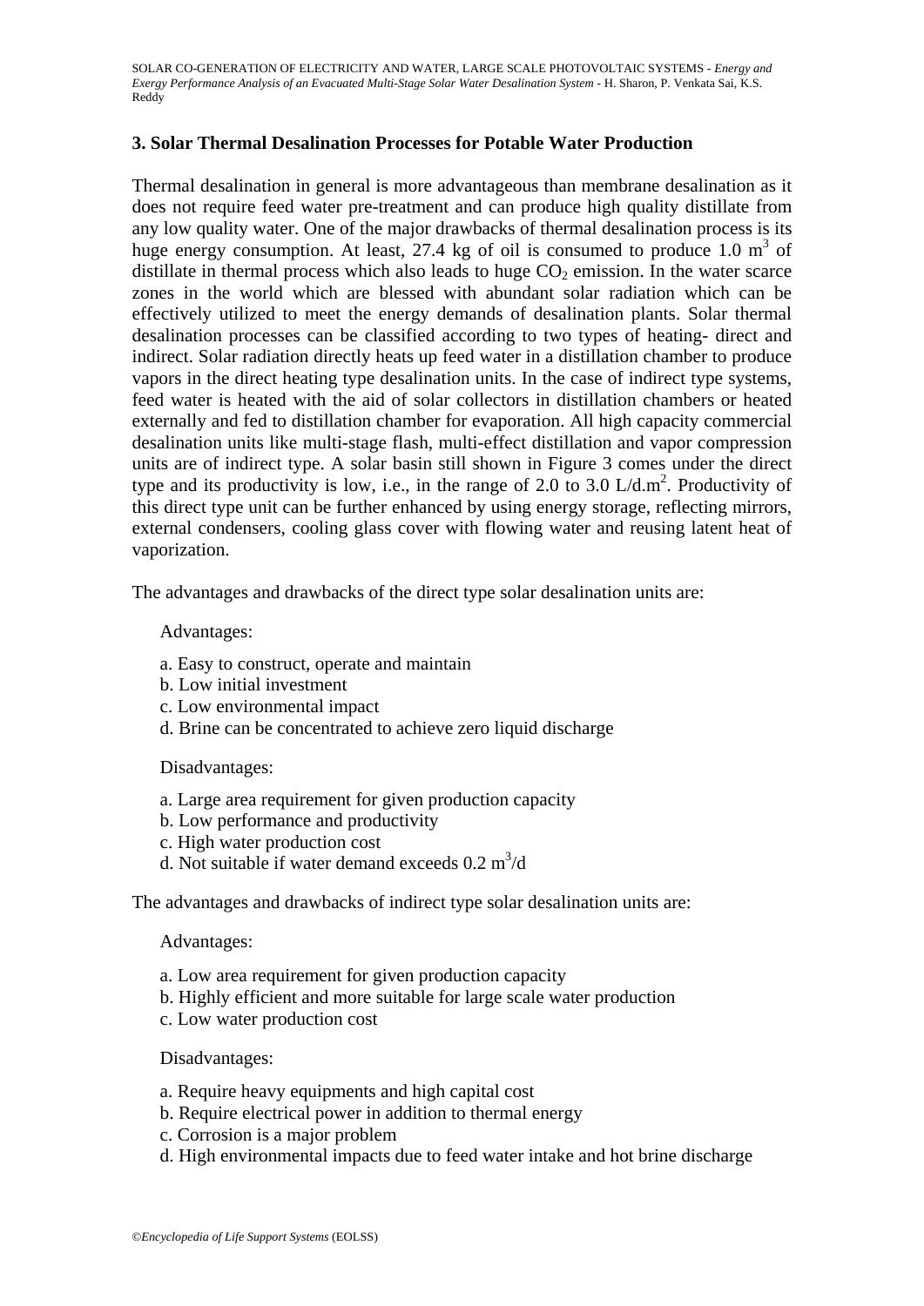### 3. Solar Thermal Desalination Processes for Potable Water Production

Thermal desalination in general is more advantageous than membrane desalination as it does not require feed water pre-treatment and can produce high quality distillate from any low quality water. One of the major drawbacks of thermal desalination process is its huge energy consumption. At least, 27.4 kg of oil is consumed to produce 1.0 $m^3$ of distillate in thermal process which also leads to huge $CO_2$ emission. In the water scarce zones in the world which are blessed with abundant solar radiation which can be effectively utilized to meet the energy demands of desalination plants. Solar thermal desalination processes can be classified according to two types of heating- direct and indirect. Solar radiation directly heats up feed water in a distillation chamber to produce vapors in the direct heating type desalination units. In the case of indirect type systems, feed water is heated with the aid of solar collectors in distillation chambers or heated externally and fed to distillation chamber for evaporation. All high capacity commercial desalination units like multi-stage flash, multi-effect distillation and vapor compression units are of indirect type. A solar basin still shown in Figure 3 comes under the direct type and its productivity is low, i.e., in the range of 2.0 to 3.0 L/d.$m^2$. Productivity of this direct type unit can be further enhanced by using energy storage, reflecting mirrors, external condensers, cooling glass cover with flowing water and reusing latent heat of vaporization.

The advantages and drawbacks of the direct type solar desalination units are:

Advantages:

a. Easy to construct, operate and maintain
b. Low initial investment
c. Low environmental impact
d. Brine can be concentrated to achieve zero liquid discharge

Disadvantages:

a. Large area requirement for given production capacity
b. Low performance and productivity
c. High water production cost
d. Not suitable if water demand exceeds 0.2 $m^3$/d

The advantages and drawbacks of indirect type solar desalination units are:

Advantages:

a. Low area requirement for given production capacity
b. Highly efficient and more suitable for large scale water production
c. Low water production cost

Disadvantages:

a. Require heavy equipments and high capital cost
b. Require electrical power in addition to thermal energy
c. Corrosion is a major problem
d. High environmental impacts due to feed water intake and hot brine discharge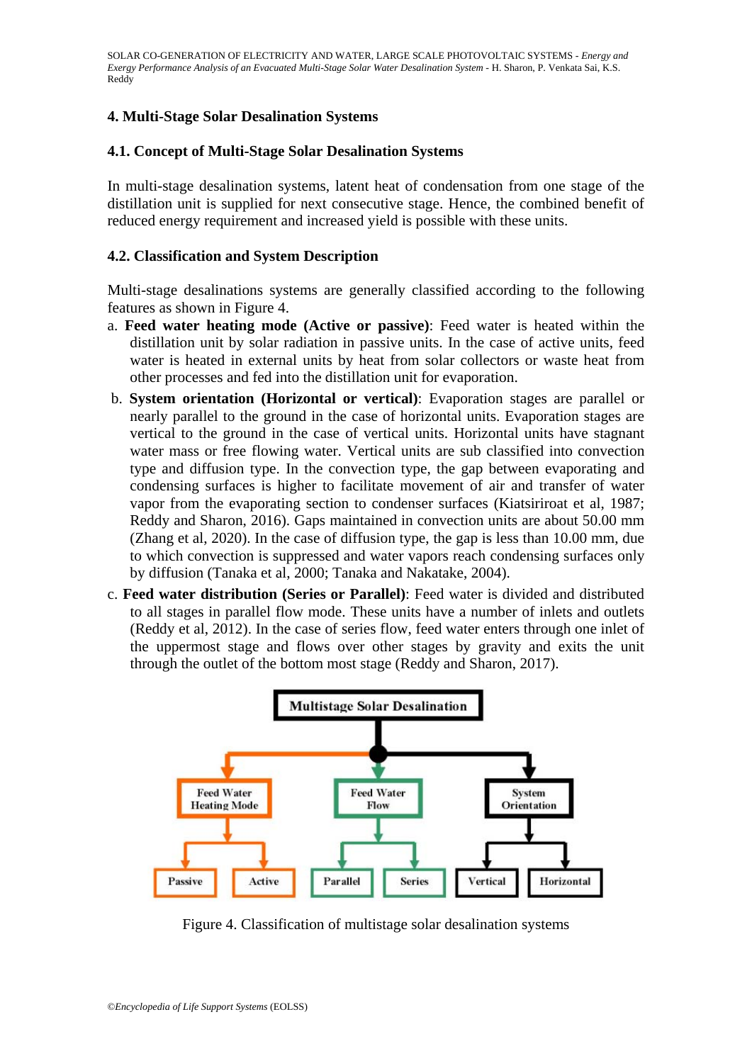## 4. Multi-Stage Solar Desalination Systems

### 4.1. Concept of Multi-Stage Solar Desalination Systems

In multi-stage desalination systems, latent heat of condensation from one stage of the distillation unit is supplied for next consecutive stage. Hence, the combined benefit of reduced energy requirement and increased yield is possible with these units.

### 4.2. Classification and System Description

Multi-stage desalinations systems are generally classified according to the following features as shown in Figure 4.

a. **Feed water heating mode (Active or passive)**: Feed water is heated within the distillation unit by solar radiation in passive units. In the case of active units, feed water is heated in external units by heat from solar collectors or waste heat from other processes and fed into the distillation unit for evaporation.

b. **System orientation (Horizontal or vertical)**: Evaporation stages are parallel or nearly parallel to the ground in the case of horizontal units. Evaporation stages are vertical to the ground in the case of vertical units. Horizontal units have stagnant water mass or free flowing water. Vertical units are sub classified into convection type and diffusion type. In the convection type, the gap between evaporating and condensing surfaces is higher to facilitate movement of air and transfer of water vapor from the evaporating section to condenser surfaces (Kiatsiriroat et al, 1987; Reddy and Sharon, 2016). Gaps maintained in convection units are about 50.00 mm (Zhang et al, 2020). In the case of diffusion type, the gap is less than 10.00 mm, due to which convection is suppressed and water vapors reach condensing surfaces only by diffusion (Tanaka et al, 2000; Tanaka and Nakatake, 2004).

c. **Feed water distribution (Series or Parallel)**: Feed water is divided and distributed to all stages in parallel flow mode. These units have a number of inlets and outlets (Reddy et al, 2012). In the case of series flow, feed water enters through one inlet of the uppermost stage and flows over other stages by gravity and exits the unit through the outlet of the bottom most stage (Reddy and Sharon, 2017).

Multistage Solar Desalination
- Feed Water Heating Mode
  - Passive
  - Active
- Feed Water Flow
  - Parallel
  - Series
- System Orientation
  - Vertical
  - Horizontal

Figure 4. Classification of multistage solar desalination systems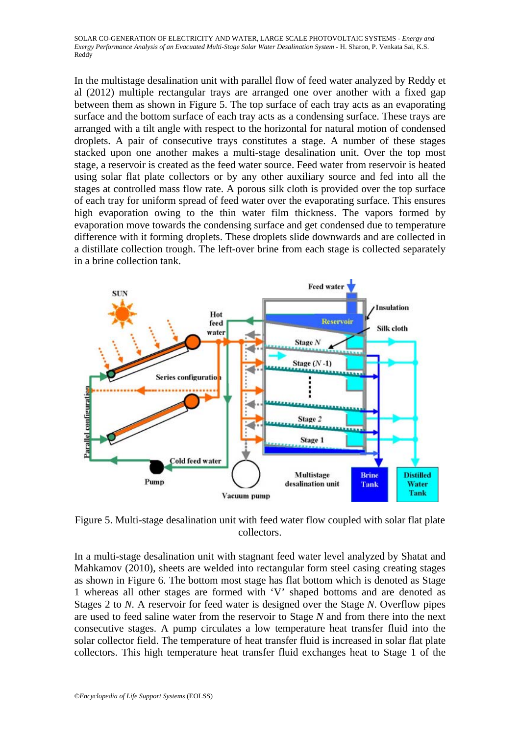In the multistage desalination unit with parallel flow of feed water analyzed by Reddy et al (2012) multiple rectangular trays are arranged one over another with a fixed gap between them as shown in Figure 5. The top surface of each tray acts as an evaporating surface and the bottom surface of each tray acts as a condensing surface. These trays are arranged with a tilt angle with respect to the horizontal for natural motion of condensed droplets. A pair of consecutive trays constitutes a stage. A number of these stages stacked upon one another makes a multi-stage desalination unit. Over the top most stage, a reservoir is created as the feed water source. Feed water from reservoir is heated using solar flat plate collectors or by any other auxiliary source and fed into all the stages at controlled mass flow rate. A porous silk cloth is provided over the top surface of each tray for uniform spread of feed water over the evaporating surface. This ensures high evaporation owing to the thin water film thickness. The vapors formed by evaporation move towards the condensing surface and get condensed due to temperature difference with it forming droplets. These droplets slide downwards and are collected in a distillate collection trough. The left-over brine from each stage is collected separately in a brine collection tank.

Figure 5. Multi-stage desalination unit with feed water flow coupled with solar flat plate collectors.

In a multi-stage desalination unit with stagnant feed water level analyzed by Shatat and Mahkamov (2010), sheets are welded into rectangular form steel casing creating stages as shown in Figure 6. The bottom most stage has flat bottom which is denoted as Stage 1 whereas all other stages are formed with 'V' shaped bottoms and are denoted as Stages 2 to *N*. A reservoir for feed water is designed over the Stage *N*. Overflow pipes are used to feed saline water from the reservoir to Stage *N* and from there into the next consecutive stages. A pump circulates a low temperature heat transfer fluid into the solar collector field. The temperature of heat transfer fluid is increased in solar flat plate collectors. This high temperature heat transfer fluid exchanges heat to Stage 1 of the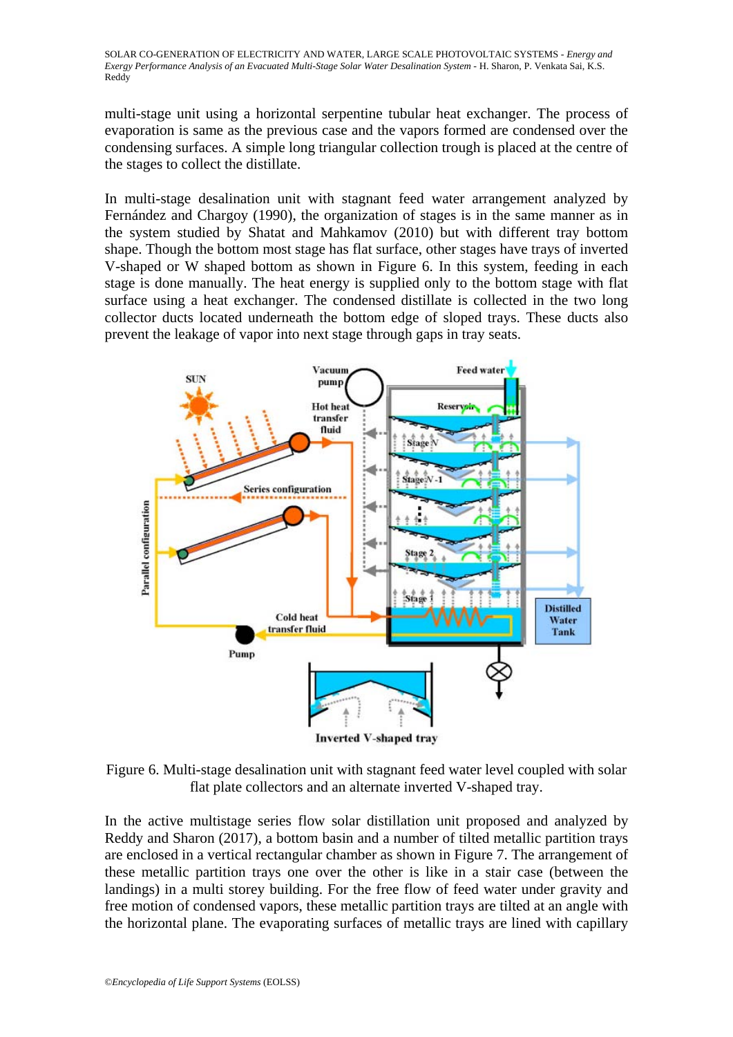multi-stage unit using a horizontal serpentine tubular heat exchanger. The process of evaporation is same as the previous case and the vapors formed are condensed over the condensing surfaces. A simple long triangular collection trough is placed at the centre of the stages to collect the distillate.

In multi-stage desalination unit with stagnant feed water arrangement analyzed by Fernández and Chargoy (1990), the organization of stages is in the same manner as in the system studied by Shatat and Mahkamov (2010) but with different tray bottom shape. Though the bottom most stage has flat surface, other stages have trays of inverted V-shaped or W shaped bottom as shown in Figure 6. In this system, feeding in each stage is done manually. The heat energy is supplied only to the bottom stage with flat surface using a heat exchanger. The condensed distillate is collected in the two long collector ducts located underneath the bottom edge of sloped trays. These ducts also prevent the leakage of vapor into next stage through gaps in tray seats.

Figure 6. Multi-stage desalination unit with stagnant feed water level coupled with solar flat plate collectors and an alternate inverted V-shaped tray.

In the active multistage series flow solar distillation unit proposed and analyzed by Reddy and Sharon (2017), a bottom basin and a number of tilted metallic partition trays are enclosed in a vertical rectangular chamber as shown in Figure 7. The arrangement of these metallic partition trays one over the other is like in a stair case (between the landings) in a multi storey building. For the free flow of feed water under gravity and free motion of condensed vapors, these metallic partition trays are tilted at an angle with the horizontal plane. The evaporating surfaces of metallic trays are lined with capillary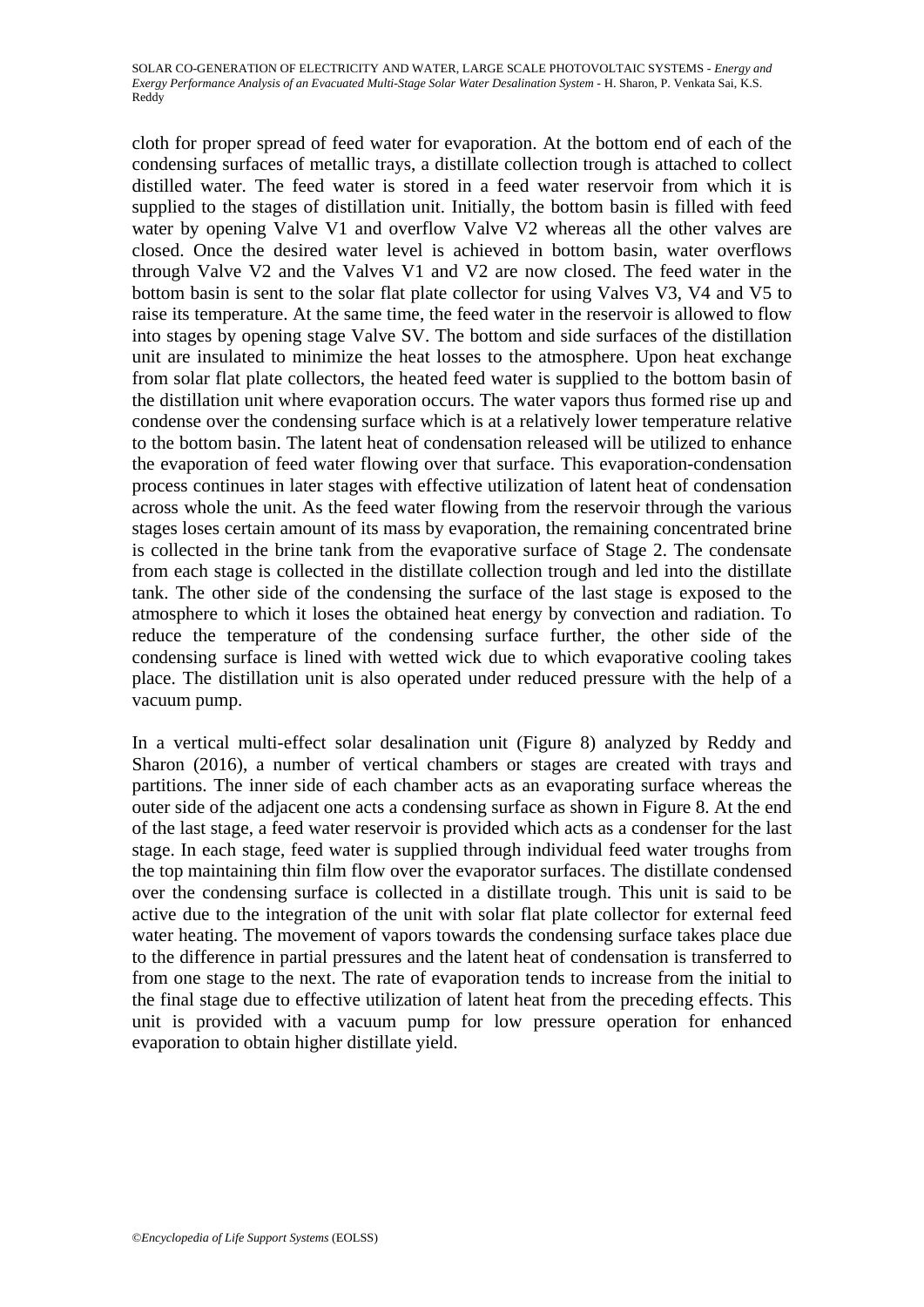cloth for proper spread of feed water for evaporation. At the bottom end of each of the condensing surfaces of metallic trays, a distillate collection trough is attached to collect distilled water. The feed water is stored in a feed water reservoir from which it is supplied to the stages of distillation unit. Initially, the bottom basin is filled with feed water by opening Valve V1 and overflow Valve V2 whereas all the other valves are closed. Once the desired water level is achieved in bottom basin, water overflows through Valve V2 and the Valves V1 and V2 are now closed. The feed water in the bottom basin is sent to the solar flat plate collector for using Valves V3, V4 and V5 to raise its temperature. At the same time, the feed water in the reservoir is allowed to flow into stages by opening stage Valve SV. The bottom and side surfaces of the distillation unit are insulated to minimize the heat losses to the atmosphere. Upon heat exchange from solar flat plate collectors, the heated feed water is supplied to the bottom basin of the distillation unit where evaporation occurs. The water vapors thus formed rise up and condense over the condensing surface which is at a relatively lower temperature relative to the bottom basin. The latent heat of condensation released will be utilized to enhance the evaporation of feed water flowing over that surface. This evaporation-condensation process continues in later stages with effective utilization of latent heat of condensation across whole the unit. As the feed water flowing from the reservoir through the various stages loses certain amount of its mass by evaporation, the remaining concentrated brine is collected in the brine tank from the evaporative surface of Stage 2. The condensate from each stage is collected in the distillate collection trough and led into the distillate tank. The other side of the condensing the surface of the last stage is exposed to the atmosphere to which it loses the obtained heat energy by convection and radiation. To reduce the temperature of the condensing surface further, the other side of the condensing surface is lined with wetted wick due to which evaporative cooling takes place. The distillation unit is also operated under reduced pressure with the help of a vacuum pump.

In a vertical multi-effect solar desalination unit (Figure 8) analyzed by Reddy and Sharon (2016), a number of vertical chambers or stages are created with trays and partitions. The inner side of each chamber acts as an evaporating surface whereas the outer side of the adjacent one acts a condensing surface as shown in Figure 8. At the end of the last stage, a feed water reservoir is provided which acts as a condenser for the last stage. In each stage, feed water is supplied through individual feed water troughs from the top maintaining thin film flow over the evaporator surfaces. The distillate condensed over the condensing surface is collected in a distillate trough. This unit is said to be active due to the integration of the unit with solar flat plate collector for external feed water heating. The movement of vapors towards the condensing surface takes place due to the difference in partial pressures and the latent heat of condensation is transferred to from one stage to the next. The rate of evaporation tends to increase from the initial to the final stage due to effective utilization of latent heat from the preceding effects. This unit is provided with a vacuum pump for low pressure operation for enhanced evaporation to obtain higher distillate yield.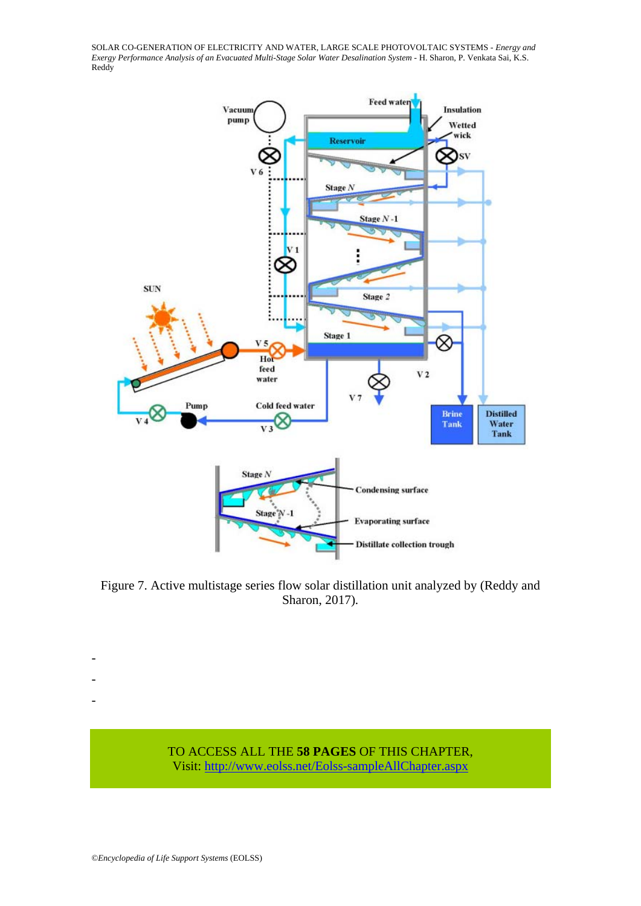Figure 7. Active multistage series flow solar distillation unit analyzed by (Reddy and Sharon, 2017).

-

-

-

TO ACCESS ALL THE **58 PAGES** OF THIS CHAPTER,
Visit: http://www.eolss.net/Eolss-sampleAllChapter.aspx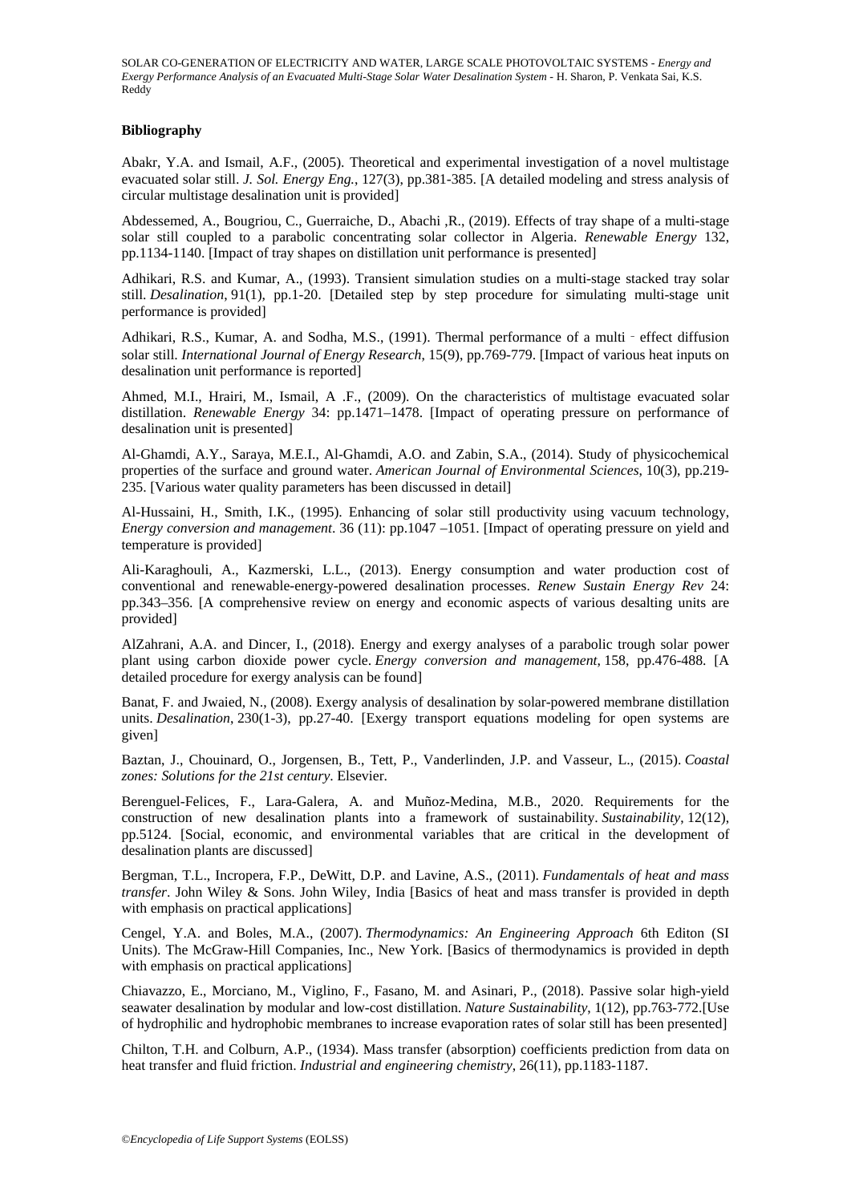## Bibliography

Abakr, Y.A. and Ismail, A.F., (2005). Theoretical and experimental investigation of a novel multistage evacuated solar still. *J. Sol. Energy Eng.*, 127(3), pp.381-385. [A detailed modeling and stress analysis of circular multistage desalination unit is provided]

Abdessemed, A., Bougriou, C., Guerraiche, D., Abachi ,R., (2019). Effects of tray shape of a multi-stage solar still coupled to a parabolic concentrating solar collector in Algeria. *Renewable Energy* 132, pp.1134-1140. [Impact of tray shapes on distillation unit performance is presented]

Adhikari, R.S. and Kumar, A., (1993). Transient simulation studies on a multi-stage stacked tray solar still. *Desalination*, 91(1), pp.1-20. [Detailed step by step procedure for simulating multi-stage unit performance is provided]

Adhikari, R.S., Kumar, A. and Sodha, M.S., (1991). Thermal performance of a multi‐effect diffusion solar still. *International Journal of Energy Research*, 15(9), pp.769-779. [Impact of various heat inputs on desalination unit performance is reported]

Ahmed, M.I., Hrairi, M., Ismail, A .F., (2009). On the characteristics of multistage evacuated solar distillation. *Renewable Energy* 34: pp.1471–1478. [Impact of operating pressure on performance of desalination unit is presented]

Al-Ghamdi, A.Y., Saraya, M.E.I., Al-Ghamdi, A.O. and Zabin, S.A., (2014). Study of physicochemical properties of the surface and ground water. *American Journal of Environmental Sciences*, 10(3), pp.219-235. [Various water quality parameters has been discussed in detail]

Al-Hussaini, H., Smith, I.K., (1995). Enhancing of solar still productivity using vacuum technology, *Energy conversion and management*. 36 (11): pp.1047 –1051. [Impact of operating pressure on yield and temperature is provided]

Ali-Karaghouli, A., Kazmerski, L.L., (2013). Energy consumption and water production cost of conventional and renewable-energy-powered desalination processes. *Renew Sustain Energy Rev* 24: pp.343–356. [A comprehensive review on energy and economic aspects of various desalting units are provided]

AlZahrani, A.A. and Dincer, I., (2018). Energy and exergy analyses of a parabolic trough solar power plant using carbon dioxide power cycle. *Energy conversion and management*, 158, pp.476-488. [A detailed procedure for exergy analysis can be found]

Banat, F. and Jwaied, N., (2008). Exergy analysis of desalination by solar-powered membrane distillation units. *Desalination*, 230(1-3), pp.27-40. [Exergy transport equations modeling for open systems are given]

Baztan, J., Chouinard, O., Jorgensen, B., Tett, P., Vanderlinden, J.P. and Vasseur, L., (2015). *Coastal zones: Solutions for the 21st century*. Elsevier.

Berenguel-Felices, F., Lara-Galera, A. and Muñoz-Medina, M.B., 2020. Requirements for the construction of new desalination plants into a framework of sustainability. *Sustainability*, 12(12), pp.5124. [Social, economic, and environmental variables that are critical in the development of desalination plants are discussed]

Bergman, T.L., Incropera, F.P., DeWitt, D.P. and Lavine, A.S., (2011). *Fundamentals of heat and mass transfer*. John Wiley & Sons. John Wiley, India [Basics of heat and mass transfer is provided in depth with emphasis on practical applications]

Cengel, Y.A. and Boles, M.A., (2007). *Thermodynamics: An Engineering Approach* 6th Editon (SI Units). The McGraw-Hill Companies, Inc., New York. [Basics of thermodynamics is provided in depth with emphasis on practical applications]

Chiavazzo, E., Morciano, M., Viglino, F., Fasano, M. and Asinari, P., (2018). Passive solar high-yield seawater desalination by modular and low-cost distillation. *Nature Sustainability*, 1(12), pp.763-772.[Use of hydrophilic and hydrophobic membranes to increase evaporation rates of solar still has been presented]

Chilton, T.H. and Colburn, A.P., (1934). Mass transfer (absorption) coefficients prediction from data on heat transfer and fluid friction. *Industrial and engineering chemistry*, 26(11), pp.1183-1187.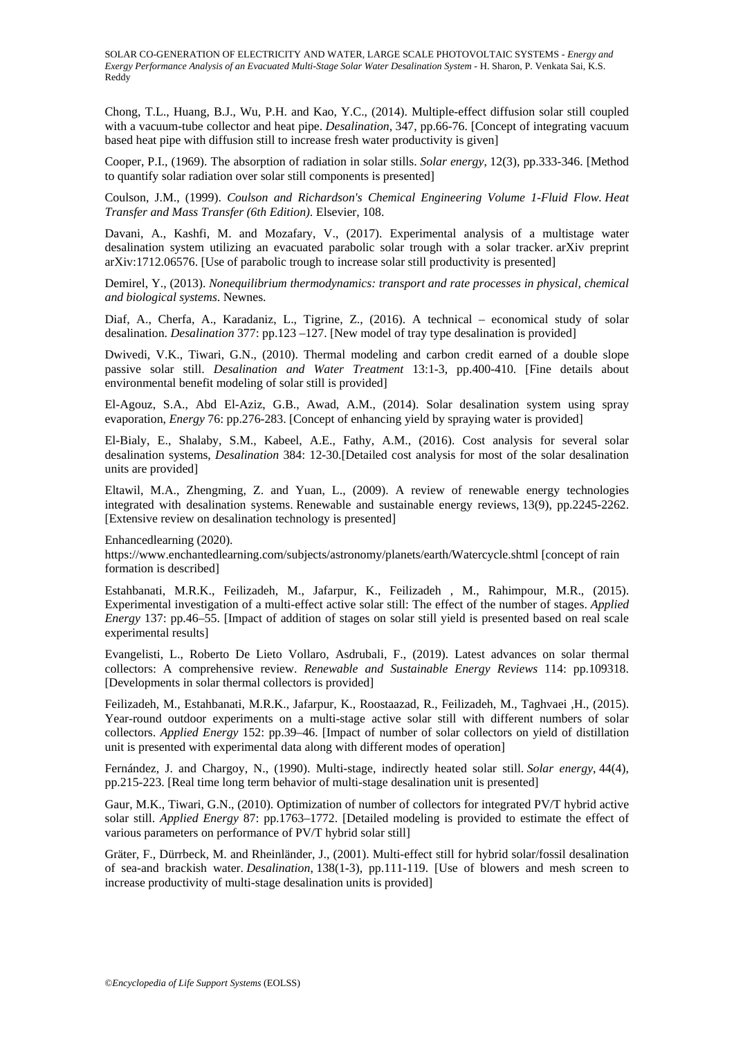Chong, T.L., Huang, B.J., Wu, P.H. and Kao, Y.C., (2014). Multiple-effect diffusion solar still coupled with a vacuum-tube collector and heat pipe. *Desalination*, 347, pp.66-76. [Concept of integrating vacuum based heat pipe with diffusion still to increase fresh water productivity is given]

Cooper, P.I., (1969). The absorption of radiation in solar stills. *Solar energy*, 12(3), pp.333-346. [Method to quantify solar radiation over solar still components is presented]

Coulson, J.M., (1999). *Coulson and Richardson's Chemical Engineering Volume 1-Fluid Flow. Heat Transfer and Mass Transfer (6th Edition)*. Elsevier, 108.

Davani, A., Kashfi, M. and Mozafary, V., (2017). Experimental analysis of a multistage water desalination system utilizing an evacuated parabolic solar trough with a solar tracker. arXiv preprint arXiv:1712.06576. [Use of parabolic trough to increase solar still productivity is presented]

Demirel, Y., (2013). *Nonequilibrium thermodynamics: transport and rate processes in physical, chemical and biological systems*. Newnes.

Diaf, A., Cherfa, A., Karadaniz, L., Tigrine, Z., (2016). A technical – economical study of solar desalination. *Desalination* 377: pp.123 –127. [New model of tray type desalination is provided]

Dwivedi, V.K., Tiwari, G.N., (2010). Thermal modeling and carbon credit earned of a double slope passive solar still. *Desalination and Water Treatment* 13:1-3, pp.400-410. [Fine details about environmental benefit modeling of solar still is provided]

El-Agouz, S.A., Abd El-Aziz, G.B., Awad, A.M., (2014). Solar desalination system using spray evaporation, *Energy* 76: pp.276-283. [Concept of enhancing yield by spraying water is provided]

El-Bialy, E., Shalaby, S.M., Kabeel, A.E., Fathy, A.M., (2016). Cost analysis for several solar desalination systems, *Desalination* 384: 12-30.[Detailed cost analysis for most of the solar desalination units are provided]

Eltawil, M.A., Zhengming, Z. and Yuan, L., (2009). A review of renewable energy technologies integrated with desalination systems. Renewable and sustainable energy reviews, 13(9), pp.2245-2262. [Extensive review on desalination technology is presented]

Enhancedlearning (2020).
https://www.enchantedlearning.com/subjects/astronomy/planets/earth/Watercycle.shtml [concept of rain formation is described]

Estahbanati, M.R.K., Feilizadeh, M., Jafarpur, K., Feilizadeh , M., Rahimpour, M.R., (2015). Experimental investigation of a multi-effect active solar still: The effect of the number of stages. *Applied Energy* 137: pp.46–55. [Impact of addition of stages on solar still yield is presented based on real scale experimental results]

Evangelisti, L., Roberto De Lieto Vollaro, Asdrubali, F., (2019). Latest advances on solar thermal collectors: A comprehensive review. *Renewable and Sustainable Energy Reviews* 114: pp.109318. [Developments in solar thermal collectors is provided]

Feilizadeh, M., Estahbanati, M.R.K., Jafarpur, K., Roostaazad, R., Feilizadeh, M., Taghvaei ,H., (2015). Year-round outdoor experiments on a multi-stage active solar still with different numbers of solar collectors. *Applied Energy* 152: pp.39–46. [Impact of number of solar collectors on yield of distillation unit is presented with experimental data along with different modes of operation]

Fernández, J. and Chargoy, N., (1990). Multi-stage, indirectly heated solar still. *Solar energy*, 44(4), pp.215-223. [Real time long term behavior of multi-stage desalination unit is presented]

Gaur, M.K., Tiwari, G.N., (2010). Optimization of number of collectors for integrated PV/T hybrid active solar still. *Applied Energy* 87: pp.1763–1772. [Detailed modeling is provided to estimate the effect of various parameters on performance of PV/T hybrid solar still]

Gräter, F., Dürrbeck, M. and Rheinländer, J., (2001). Multi-effect still for hybrid solar/fossil desalination of sea-and brackish water. *Desalination*, 138(1-3), pp.111-119. [Use of blowers and mesh screen to increase productivity of multi-stage desalination units is provided]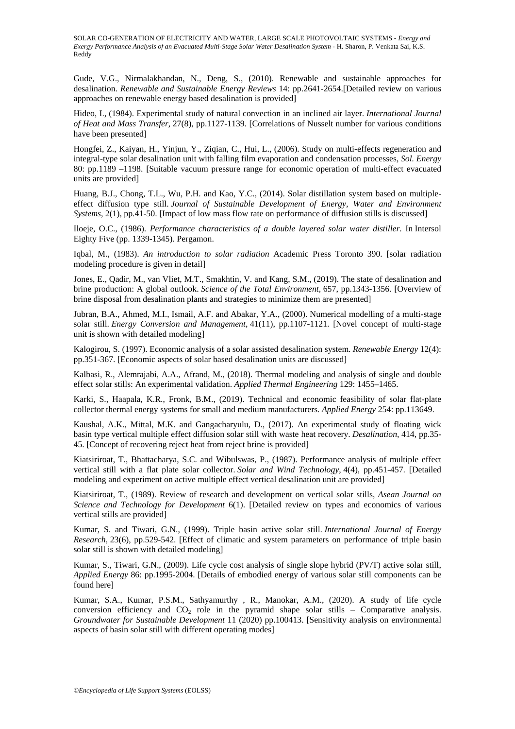Gude, V.G., Nirmalakhandan, N., Deng, S., (2010). Renewable and sustainable approaches for desalination. *Renewable and Sustainable Energy Reviews* 14: pp.2641-2654.[Detailed review on various approaches on renewable energy based desalination is provided]

Hideo, I., (1984). Experimental study of natural convection in an inclined air layer. *International Journal of Heat and Mass Transfer*, 27(8), pp.1127-1139. [Correlations of Nusselt number for various conditions have been presented]

Hongfei, Z., Kaiyan, H., Yinjun, Y., Ziqian, C., Hui, L., (2006). Study on multi-effects regeneration and integral-type solar desalination unit with falling film evaporation and condensation processes, *Sol. Energy* 80: pp.1189 –1198. [Suitable vacuum pressure range for economic operation of multi-effect evacuated units are provided]

Huang, B.J., Chong, T.L., Wu, P.H. and Kao, Y.C., (2014). Solar distillation system based on multiple-effect diffusion type still. *Journal of Sustainable Development of Energy, Water and Environment Systems*, 2(1), pp.41-50. [Impact of low mass flow rate on performance of diffusion stills is discussed]

Iloeje, O.C., (1986). *Performance characteristics of a double layered solar water distiller*. In Intersol Eighty Five (pp. 1339-1345). Pergamon.

Iqbal, M., (1983). *An introduction to solar radiation* Academic Press Toronto 390. [solar radiation modeling procedure is given in detail]

Jones, E., Qadir, M., van Vliet, M.T., Smakhtin, V. and Kang, S.M., (2019). The state of desalination and brine production: A global outlook. *Science of the Total Environment*, 657, pp.1343-1356. [Overview of brine disposal from desalination plants and strategies to minimize them are presented]

Jubran, B.A., Ahmed, M.I., Ismail, A.F. and Abakar, Y.A., (2000). Numerical modelling of a multi-stage solar still. *Energy Conversion and Management*, 41(11), pp.1107-1121. [Novel concept of multi-stage unit is shown with detailed modeling]

Kalogirou, S. (1997). Economic analysis of a solar assisted desalination system. *Renewable Energy* 12(4): pp.351-367. [Economic aspects of solar based desalination units are discussed]

Kalbasi, R., Alemrajabi, A.A., Afrand, M., (2018). Thermal modeling and analysis of single and double effect solar stills: An experimental validation. *Applied Thermal Engineering* 129: 1455–1465.

Karki, S., Haapala, K.R., Fronk, B.M., (2019). Technical and economic feasibility of solar flat-plate collector thermal energy systems for small and medium manufacturers. *Applied Energy* 254: pp.113649.

Kaushal, A.K., Mittal, M.K. and Gangacharyulu, D., (2017). An experimental study of floating wick basin type vertical multiple effect diffusion solar still with waste heat recovery. *Desalination*, 414, pp.35-45. [Concept of recovering reject heat from reject brine is provided]

Kiatsiriroat, T., Bhattacharya, S.C. and Wibulswas, P., (1987). Performance analysis of multiple effect vertical still with a flat plate solar collector. *Solar and Wind Technology*, 4(4), pp.451-457. [Detailed modeling and experiment on active multiple effect vertical desalination unit are provided]

Kiatsiriroat, T., (1989). Review of research and development on vertical solar stills, *Asean Journal on Science and Technology for Development* 6(1). [Detailed review on types and economics of various vertical stills are provided]

Kumar, S. and Tiwari, G.N., (1999). Triple basin active solar still. *International Journal of Energy Research*, 23(6), pp.529-542. [Effect of climatic and system parameters on performance of triple basin solar still is shown with detailed modeling]

Kumar, S., Tiwari, G.N., (2009). Life cycle cost analysis of single slope hybrid (PV/T) active solar still, *Applied Energy* 86: pp.1995-2004. [Details of embodied energy of various solar still components can be found here]

Kumar, S.A., Kumar, P.S.M., Sathyamurthy , R., Manokar, A.M., (2020). A study of life cycle conversion efficiency and $CO_2$ role in the pyramid shape solar stills – Comparative analysis. *Groundwater for Sustainable Development* 11 (2020) pp.100413. [Sensitivity analysis on environmental aspects of basin solar still with different operating modes]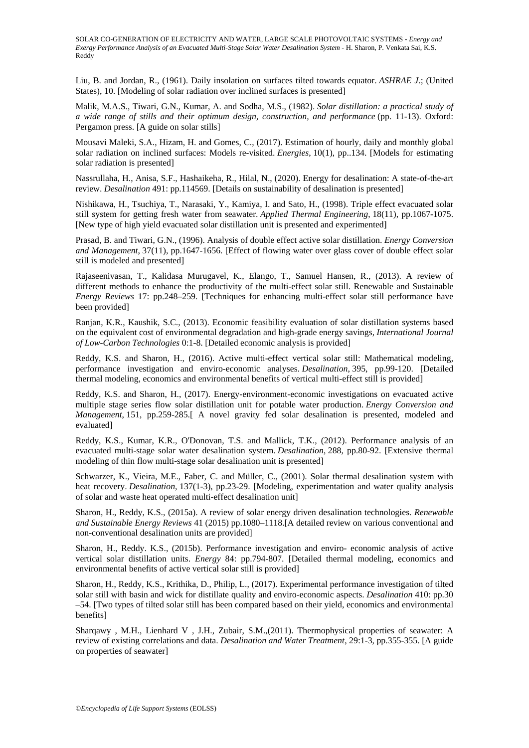Liu, B. and Jordan, R., (1961). Daily insolation on surfaces tilted towards equator. *ASHRAE J.*; (United States), 10. [Modeling of solar radiation over inclined surfaces is presented]

Malik, M.A.S., Tiwari, G.N., Kumar, A. and Sodha, M.S., (1982). *Solar distillation: a practical study of a wide range of stills and their optimum design, construction, and performance* (pp. 11-13). Oxford: Pergamon press. [A guide on solar stills]

Mousavi Maleki, S.A., Hizam, H. and Gomes, C., (2017). Estimation of hourly, daily and monthly global solar radiation on inclined surfaces: Models re-visited. *Energies*, 10(1), pp..134. [Models for estimating solar radiation is presented]

Nassrullaha, H., Anisa, S.F., Hashaikeha, R., Hilal, N., (2020). Energy for desalination: A state-of-the-art review. *Desalination* 491: pp.114569. [Details on sustainability of desalination is presented]

Nishikawa, H., Tsuchiya, T., Narasaki, Y., Kamiya, I. and Sato, H., (1998). Triple effect evacuated solar still system for getting fresh water from seawater. *Applied Thermal Engineering*, 18(11), pp.1067-1075. [New type of high yield evacuated solar distillation unit is presented and experimented]

Prasad, B. and Tiwari, G.N., (1996). Analysis of double effect active solar distillation. *Energy Conversion and Management*, 37(11), pp.1647-1656. [Effect of flowing water over glass cover of double effect solar still is modeled and presented]

Rajaseenivasan, T., Kalidasa Murugavel, K., Elango, T., Samuel Hansen, R., (2013). A review of different methods to enhance the productivity of the multi-effect solar still. Renewable and Sustainable *Energy Reviews* 17: pp.248–259. [Techniques for enhancing multi-effect solar still performance have been provided]

Ranjan, K.R., Kaushik, S.C., (2013). Economic feasibility evaluation of solar distillation systems based on the equivalent cost of environmental degradation and high-grade energy savings, *International Journal of Low-Carbon Technologies* 0:1-8. [Detailed economic analysis is provided]

Reddy, K.S. and Sharon, H., (2016). Active multi-effect vertical solar still: Mathematical modeling, performance investigation and enviro-economic analyses. *Desalination*, 395, pp.99-120. [Detailed thermal modeling, economics and environmental benefits of vertical multi-effect still is provided]

Reddy, K.S. and Sharon, H., (2017). Energy-environment-economic investigations on evacuated active multiple stage series flow solar distillation unit for potable water production. *Energy Conversion and Management*, 151, pp.259-285.[ A novel gravity fed solar desalination is presented, modeled and evaluated]

Reddy, K.S., Kumar, K.R., O'Donovan, T.S. and Mallick, T.K., (2012). Performance analysis of an evacuated multi-stage solar water desalination system. *Desalination*, 288, pp.80-92. [Extensive thermal modeling of thin flow multi-stage solar desalination unit is presented]

Schwarzer, K., Vieira, M.E., Faber, C. and Müller, C., (2001). Solar thermal desalination system with heat recovery. *Desalination*, 137(1-3), pp.23-29. [Modeling, experimentation and water quality analysis of solar and waste heat operated multi-effect desalination unit]

Sharon, H., Reddy, K.S., (2015a). A review of solar energy driven desalination technologies. *Renewable and Sustainable Energy Reviews* 41 (2015) pp.1080–1118.[A detailed review on various conventional and non-conventional desalination units are provided]

Sharon, H., Reddy. K.S., (2015b). Performance investigation and enviro- economic analysis of active vertical solar distillation units. *Energy* 84: pp.794-807. [Detailed thermal modeling, economics and environmental benefits of active vertical solar still is provided]

Sharon, H., Reddy, K.S., Krithika, D., Philip, L., (2017). Experimental performance investigation of tilted solar still with basin and wick for distillate quality and enviro-economic aspects. *Desalination* 410: pp.30 –54. [Two types of tilted solar still has been compared based on their yield, economics and environmental benefits]

Sharqawy , M.H., Lienhard V , J.H., Zubair, S.M.,(2011). Thermophysical properties of seawater: A review of existing correlations and data. *Desalination and Water Treatment*, 29:1-3, pp.355-355. [A guide on properties of seawater]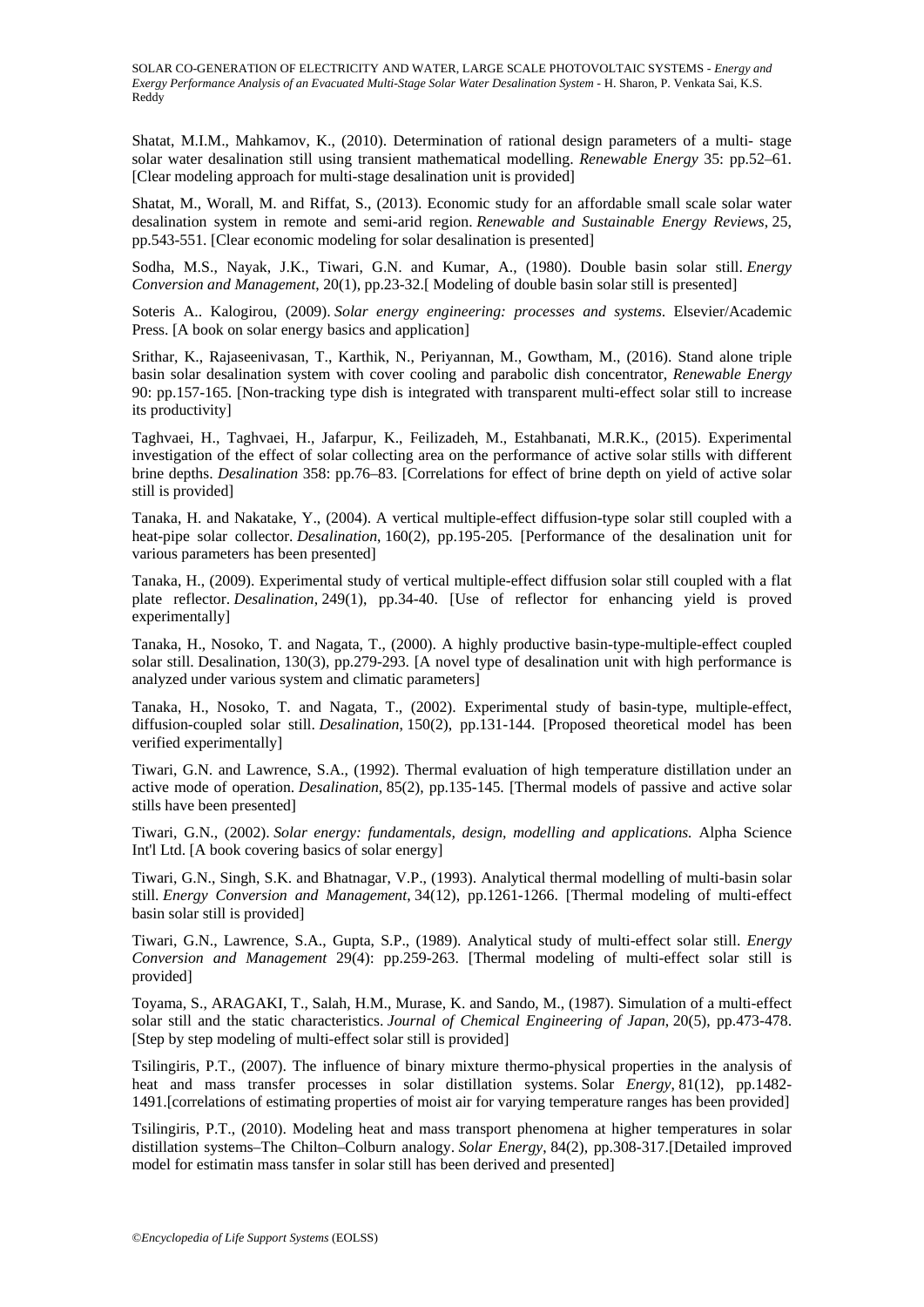Shatat, M.I.M., Mahkamov, K., (2010). Determination of rational design parameters of a multi- stage solar water desalination still using transient mathematical modelling. *Renewable Energy* 35: pp.52–61. [Clear modeling approach for multi-stage desalination unit is provided]

Shatat, M., Worall, M. and Riffat, S., (2013). Economic study for an affordable small scale solar water desalination system in remote and semi-arid region. *Renewable and Sustainable Energy Reviews*, 25, pp.543-551. [Clear economic modeling for solar desalination is presented]

Sodha, M.S., Nayak, J.K., Tiwari, G.N. and Kumar, A., (1980). Double basin solar still. *Energy Conversion and Management*, 20(1), pp.23-32.[ Modeling of double basin solar still is presented]

Soteris A.. Kalogirou, (2009). *Solar energy engineering: processes and systems*. Elsevier/Academic Press. [A book on solar energy basics and application]

Srithar, K., Rajaseenivasan, T., Karthik, N., Periyannan, M., Gowtham, M., (2016). Stand alone triple basin solar desalination system with cover cooling and parabolic dish concentrator, *Renewable Energy* 90: pp.157-165. [Non-tracking type dish is integrated with transparent multi-effect solar still to increase its productivity]

Taghvaei, H., Taghvaei, H., Jafarpur, K., Feilizadeh, M., Estahbanati, M.R.K., (2015). Experimental investigation of the effect of solar collecting area on the performance of active solar stills with different brine depths. *Desalination* 358: pp.76–83. [Correlations for effect of brine depth on yield of active solar still is provided]

Tanaka, H. and Nakatake, Y., (2004). A vertical multiple-effect diffusion-type solar still coupled with a heat-pipe solar collector. *Desalination*, 160(2), pp.195-205. [Performance of the desalination unit for various parameters has been presented]

Tanaka, H., (2009). Experimental study of vertical multiple-effect diffusion solar still coupled with a flat plate reflector. *Desalination*, 249(1), pp.34-40. [Use of reflector for enhancing yield is proved experimentally]

Tanaka, H., Nosoko, T. and Nagata, T., (2000). A highly productive basin-type-multiple-effect coupled solar still. Desalination, 130(3), pp.279-293. [A novel type of desalination unit with high performance is analyzed under various system and climatic parameters]

Tanaka, H., Nosoko, T. and Nagata, T., (2002). Experimental study of basin-type, multiple-effect, diffusion-coupled solar still. *Desalination*, 150(2), pp.131-144. [Proposed theoretical model has been verified experimentally]

Tiwari, G.N. and Lawrence, S.A., (1992). Thermal evaluation of high temperature distillation under an active mode of operation. *Desalination*, 85(2), pp.135-145. [Thermal models of passive and active solar stills have been presented]

Tiwari, G.N., (2002). *Solar energy: fundamentals, design, modelling and applications*. Alpha Science Int'l Ltd. [A book covering basics of solar energy]

Tiwari, G.N., Singh, S.K. and Bhatnagar, V.P., (1993). Analytical thermal modelling of multi-basin solar still. *Energy Conversion and Management*, 34(12), pp.1261-1266. [Thermal modeling of multi-effect basin solar still is provided]

Tiwari, G.N., Lawrence, S.A., Gupta, S.P., (1989). Analytical study of multi-effect solar still. *Energy Conversion and Management* 29(4): pp.259-263. [Thermal modeling of multi-effect solar still is provided]

Toyama, S., ARAGAKI, T., Salah, H.M., Murase, K. and Sando, M., (1987). Simulation of a multi-effect solar still and the static characteristics. *Journal of Chemical Engineering of Japan*, 20(5), pp.473-478. [Step by step modeling of multi-effect solar still is provided]

Tsilingiris, P.T., (2007). The influence of binary mixture thermo-physical properties in the analysis of heat and mass transfer processes in solar distillation systems. Solar *Energy*, 81(12), pp.1482-1491.[correlations of estimating properties of moist air for varying temperature ranges has been provided]

Tsilingiris, P.T., (2010). Modeling heat and mass transport phenomena at higher temperatures in solar distillation systems–The Chilton–Colburn analogy. *Solar Energy*, 84(2), pp.308-317.[Detailed improved model for estimatin mass tansfer in solar still has been derived and presented]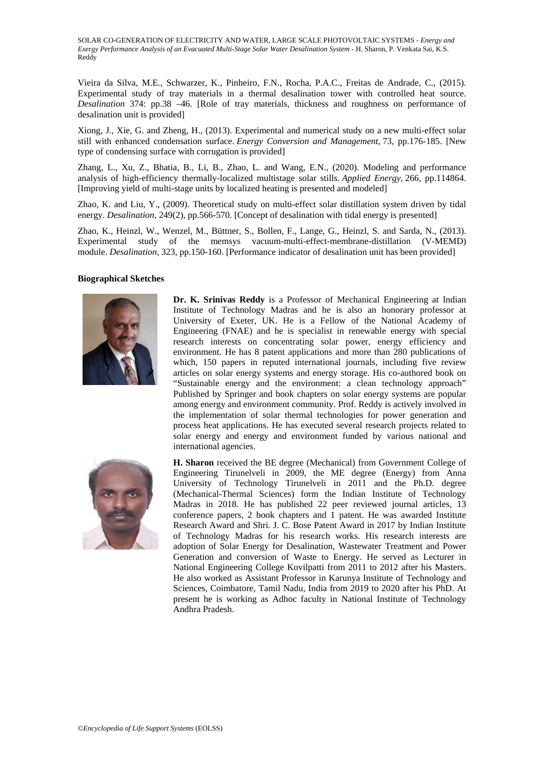Vieira da Silva, M.E., Schwarzer, K., Pinheiro, F.N., Rocha, P.A.C., Freitas de Andrade, C., (2015). Experimental study of tray materials in a thermal desalination tower with controlled heat source. *Desalination* 374: pp.38 –46. [Role of tray materials, thickness and roughness on performance of desalination unit is provided]

Xiong, J., Xie, G. and Zheng, H., (2013). Experimental and numerical study on a new multi-effect solar still with enhanced condensation surface. *Energy Conversion and Management*, 73, pp.176-185. [New type of condensing surface with corrugation is provided]

Zhang, L., Xu, Z., Bhatia, B., Li, B., Zhao, L. and Wang, E.N., (2020). Modeling and performance analysis of high-efficiency thermally-localized multistage solar stills. *Applied Energy*, 266, pp.114864. [Improving yield of multi-stage units by localized heating is presented and modeled]

Zhao, K. and Liu, Y., (2009). Theoretical study on multi-effect solar distillation system driven by tidal energy. *Desalination*, 249(2), pp.566-570. [Concept of desalination with tidal energy is presented]

Zhao, K., Heinzl, W., Wenzel, M., Büttner, S., Bollen, F., Lange, G., Heinzl, S. and Sarda, N., (2013). Experimental study of the memsys vacuum-multi-effect-membrane-distillation (V-MEMD) module. *Desalination*, 323, pp.150-160. [Performance indicator of desalination unit has been provided]

**Biographical Sketches**

**Dr. K. Srinivas Reddy** is a Professor of Mechanical Engineering at Indian Institute of Technology Madras and he is also an honorary professor at University of Exeter, UK. He is a Fellow of the National Academy of Engineering (FNAE) and he is specialist in renewable energy with special research interests on concentrating solar power, energy efficiency and environment. He has 8 patent applications and more than 280 publications of which, 150 papers in reputed international journals, including five review articles on solar energy systems and energy storage. His co-authored book on "Sustainable energy and the environment: a clean technology approach" Published by Springer and book chapters on solar energy systems are popular among energy and environment community. Prof. Reddy is actively involved in the implementation of solar thermal technologies for power generation and process heat applications. He has executed several research projects related to solar energy and energy and environment funded by various national and international agencies.

**H. Sharon** received the BE degree (Mechanical) from Government College of Engineering Tirunelveli in 2009, the ME degree (Energy) from Anna University of Technology Tirunelveli in 2011 and the Ph.D. degree (Mechanical-Thermal Sciences) form the Indian Institute of Technology Madras in 2018. He has published 22 peer reviewed journal articles, 13 conference papers, 2 book chapters and 1 patent. He was awarded Institute Research Award and Shri. J. C. Bose Patent Award in 2017 by Indian Institute of Technology Madras for his research works. His research interests are adoption of Solar Energy for Desalination, Wastewater Treatment and Power Generation and conversion of Waste to Energy. He served as Lecturer in National Engineering College Kovilpatti from 2011 to 2012 after his Masters. He also worked as Assistant Professor in Karunya Institute of Technology and Sciences, Coimbatore, Tamil Nadu, India from 2019 to 2020 after his PhD. At present he is working as Adhoc faculty in National Institute of Technology Andhra Pradesh.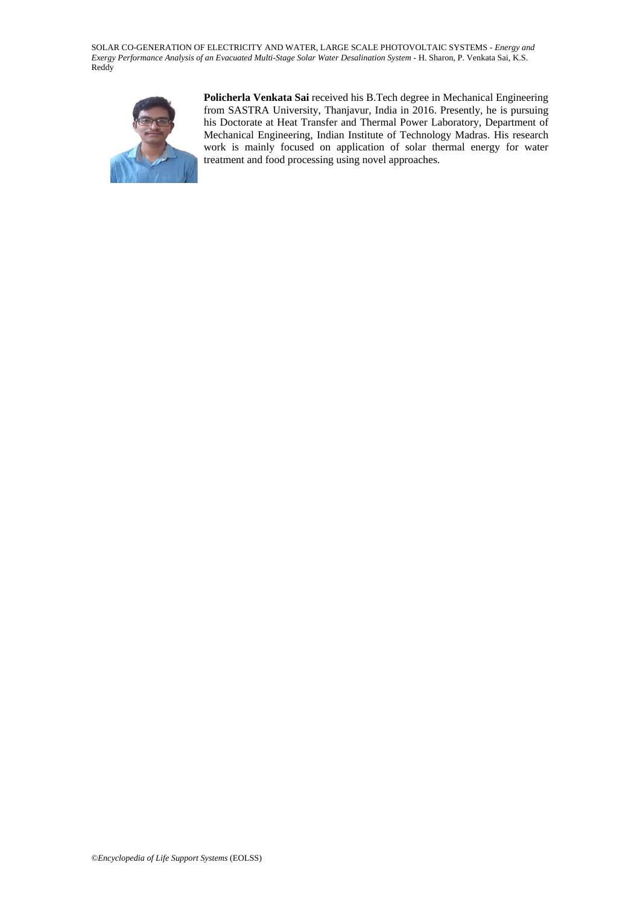**Policherla Venkata Sai** received his B.Tech degree in Mechanical Engineering from SASTRA University, Thanjavur, India in 2016. Presently, he is pursuing his Doctorate at Heat Transfer and Thermal Power Laboratory, Department of Mechanical Engineering, Indian Institute of Technology Madras. His research work is mainly focused on application of solar thermal energy for water treatment and food processing using novel approaches.